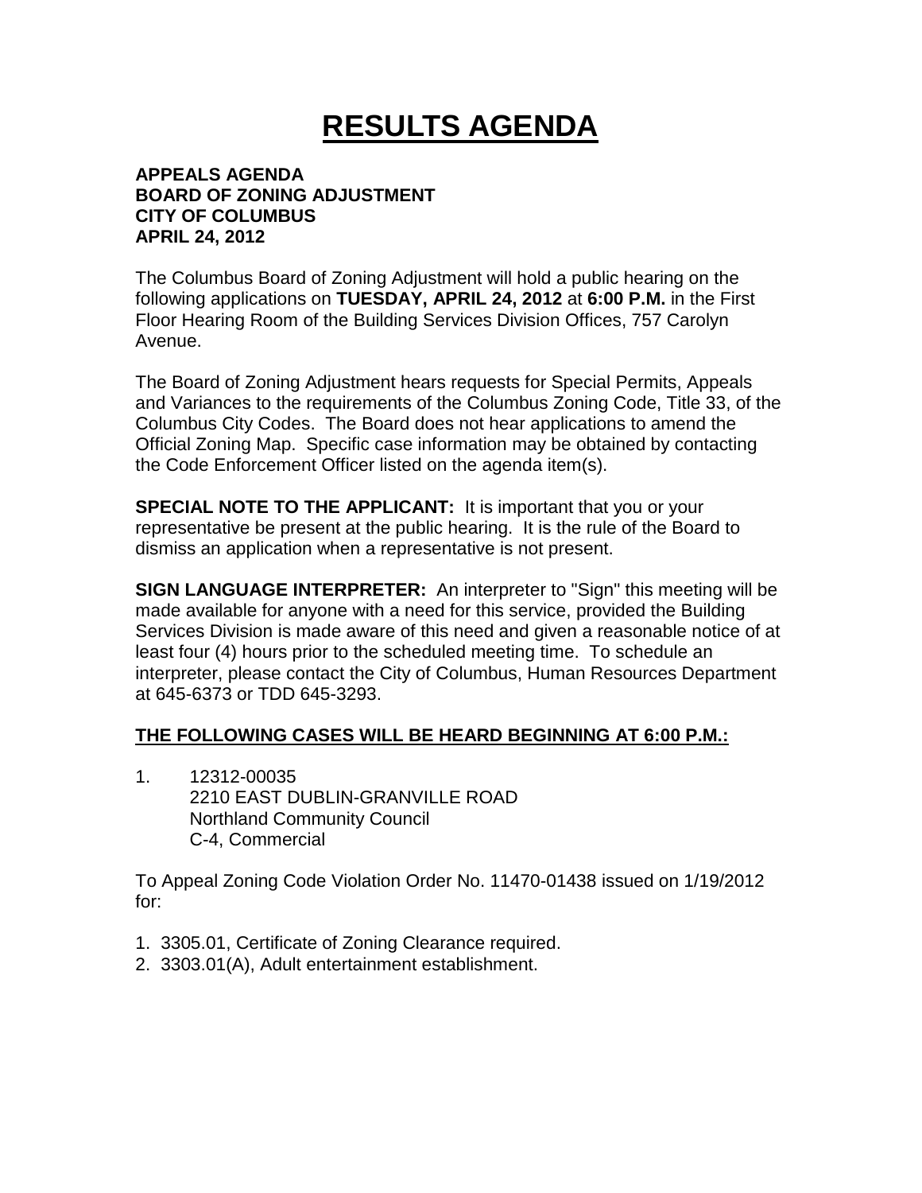# RESULTS AGENDA

**APPEALS AGENDA**
**BOARD OF ZONING ADJUSTMENT**
**CITY OF COLUMBUS**
**APRIL 24, 2012**

The Columbus Board of Zoning Adjustment will hold a public hearing on the following applications on **TUESDAY, APRIL 24, 2012** at **6:00 P.M.** in the First Floor Hearing Room of the Building Services Division Offices, 757 Carolyn Avenue.

The Board of Zoning Adjustment hears requests for Special Permits, Appeals and Variances to the requirements of the Columbus Zoning Code, Title 33, of the Columbus City Codes. The Board does not hear applications to amend the Official Zoning Map. Specific case information may be obtained by contacting the Code Enforcement Officer listed on the agenda item(s).

**SPECIAL NOTE TO THE APPLICANT:** It is important that you or your representative be present at the public hearing. It is the rule of the Board to dismiss an application when a representative is not present.

**SIGN LANGUAGE INTERPRETER:** An interpreter to "Sign" this meeting will be made available for anyone with a need for this service, provided the Building Services Division is made aware of this need and given a reasonable notice of at least four (4) hours prior to the scheduled meeting time. To schedule an interpreter, please contact the City of Columbus, Human Resources Department at 645-6373 or TDD 645-3293.

**THE FOLLOWING CASES WILL BE HEARD BEGINNING AT 6:00 P.M.:**

1. 12312-00035
   2210 EAST DUBLIN-GRANVILLE ROAD
   Northland Community Council
   C-4, Commercial

To Appeal Zoning Code Violation Order No. 11470-01438 issued on 1/19/2012 for:

1. 3305.01, Certificate of Zoning Clearance required.
2. 3303.01(A), Adult entertainment establishment.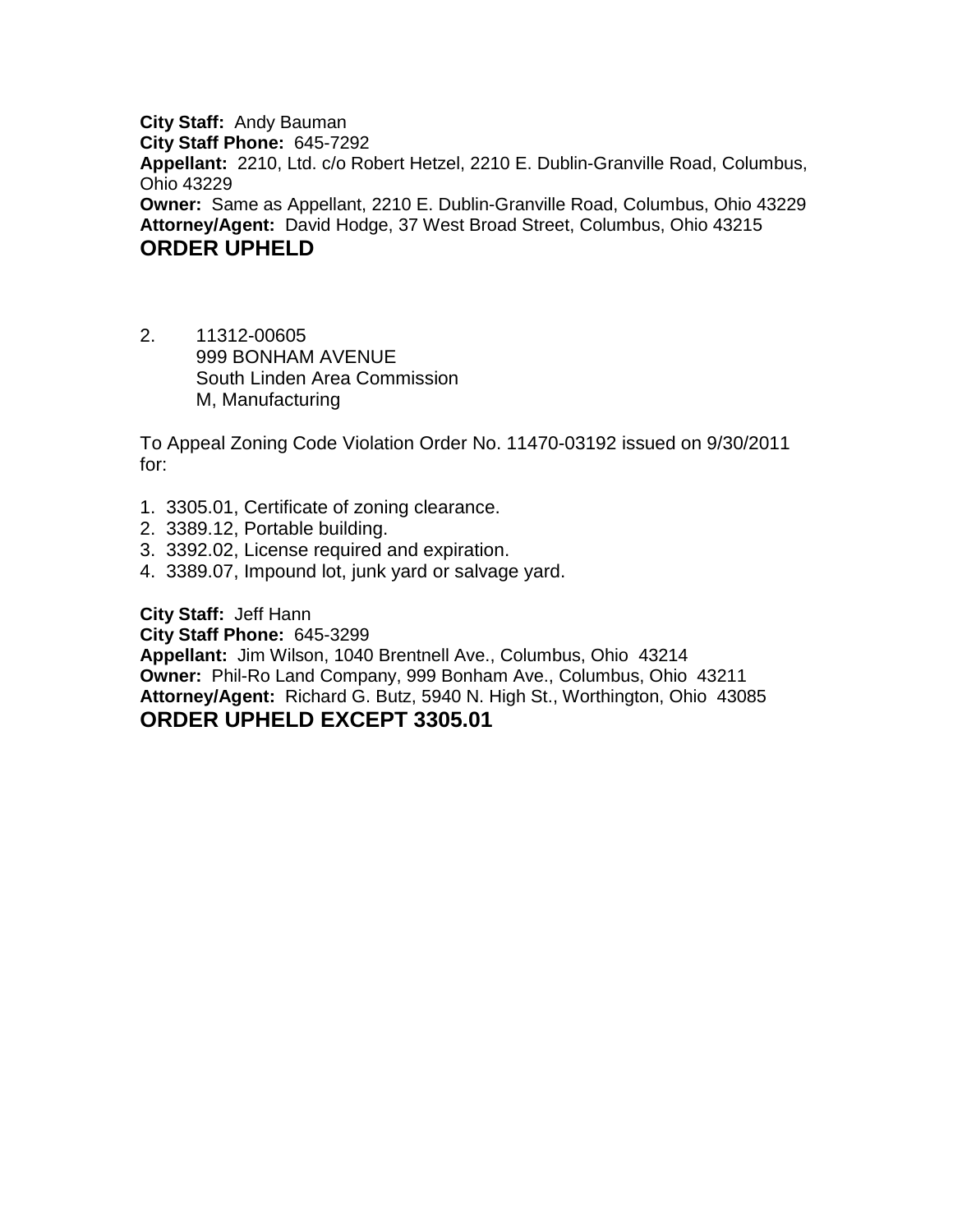**City Staff:** Andy Bauman
**City Staff Phone:** 645-7292
**Appellant:** 2210, Ltd. c/o Robert Hetzel, 2210 E. Dublin-Granville Road, Columbus, Ohio 43229
**Owner:** Same as Appellant, 2210 E. Dublin-Granville Road, Columbus, Ohio 43229
**Attorney/Agent:** David Hodge, 37 West Broad Street, Columbus, Ohio 43215
**ORDER UPHELD**

2. 11312-00605
   999 BONHAM AVENUE
   South Linden Area Commission
   M, Manufacturing

To Appeal Zoning Code Violation Order No. 11470-03192 issued on 9/30/2011 for:

1. 3305.01, Certificate of zoning clearance.
2. 3389.12, Portable building.
3. 3392.02, License required and expiration.
4. 3389.07, Impound lot, junk yard or salvage yard.

**City Staff:** Jeff Hann
**City Staff Phone:** 645-3299
**Appellant:** Jim Wilson, 1040 Brentnell Ave., Columbus, Ohio 43214
**Owner:** Phil-Ro Land Company, 999 Bonham Ave., Columbus, Ohio 43211
**Attorney/Agent:** Richard G. Butz, 5940 N. High St., Worthington, Ohio 43085
**ORDER UPHELD EXCEPT 3305.01**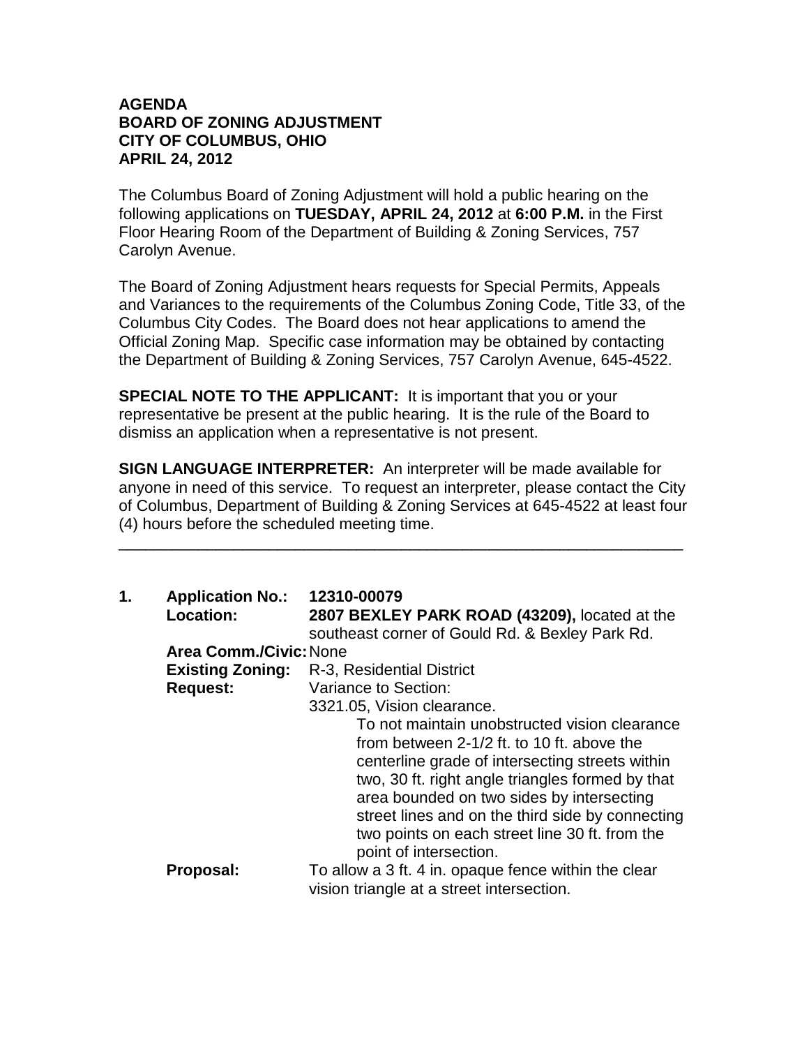**AGENDA**
**BOARD OF ZONING ADJUSTMENT**
**CITY OF COLUMBUS, OHIO**
**APRIL 24, 2012**

The Columbus Board of Zoning Adjustment will hold a public hearing on the following applications on **TUESDAY, APRIL 24, 2012** at **6:00 P.M.** in the First Floor Hearing Room of the Department of Building & Zoning Services, 757 Carolyn Avenue.

The Board of Zoning Adjustment hears requests for Special Permits, Appeals and Variances to the requirements of the Columbus Zoning Code, Title 33, of the Columbus City Codes. The Board does not hear applications to amend the Official Zoning Map. Specific case information may be obtained by contacting the Department of Building & Zoning Services, 757 Carolyn Avenue, 645-4522.

**SPECIAL NOTE TO THE APPLICANT:** It is important that you or your representative be present at the public hearing. It is the rule of the Board to dismiss an application when a representative is not present.

**SIGN LANGUAGE INTERPRETER:** An interpreter will be made available for anyone in need of this service. To request an interpreter, please contact the City of Columbus, Department of Building & Zoning Services at 645-4522 at least four (4) hours before the scheduled meeting time.

---

**1. Application No.:** **12310-00079**
**Location:** **2807 BEXLEY PARK ROAD (43209),** located at the southeast corner of Gould Rd. & Bexley Park Rd.
**Area Comm./Civic:** None
**Existing Zoning:** R-3, Residential District
**Request:** Variance to Section:
3321.05, Vision clearance.
To not maintain unobstructed vision clearance from between 2-1/2 ft. to 10 ft. above the centerline grade of intersecting streets within two, 30 ft. right angle triangles formed by that area bounded on two sides by intersecting street lines and on the third side by connecting two points on each street line 30 ft. from the point of intersection.
**Proposal:** To allow a 3 ft. 4 in. opaque fence within the clear vision triangle at a street intersection.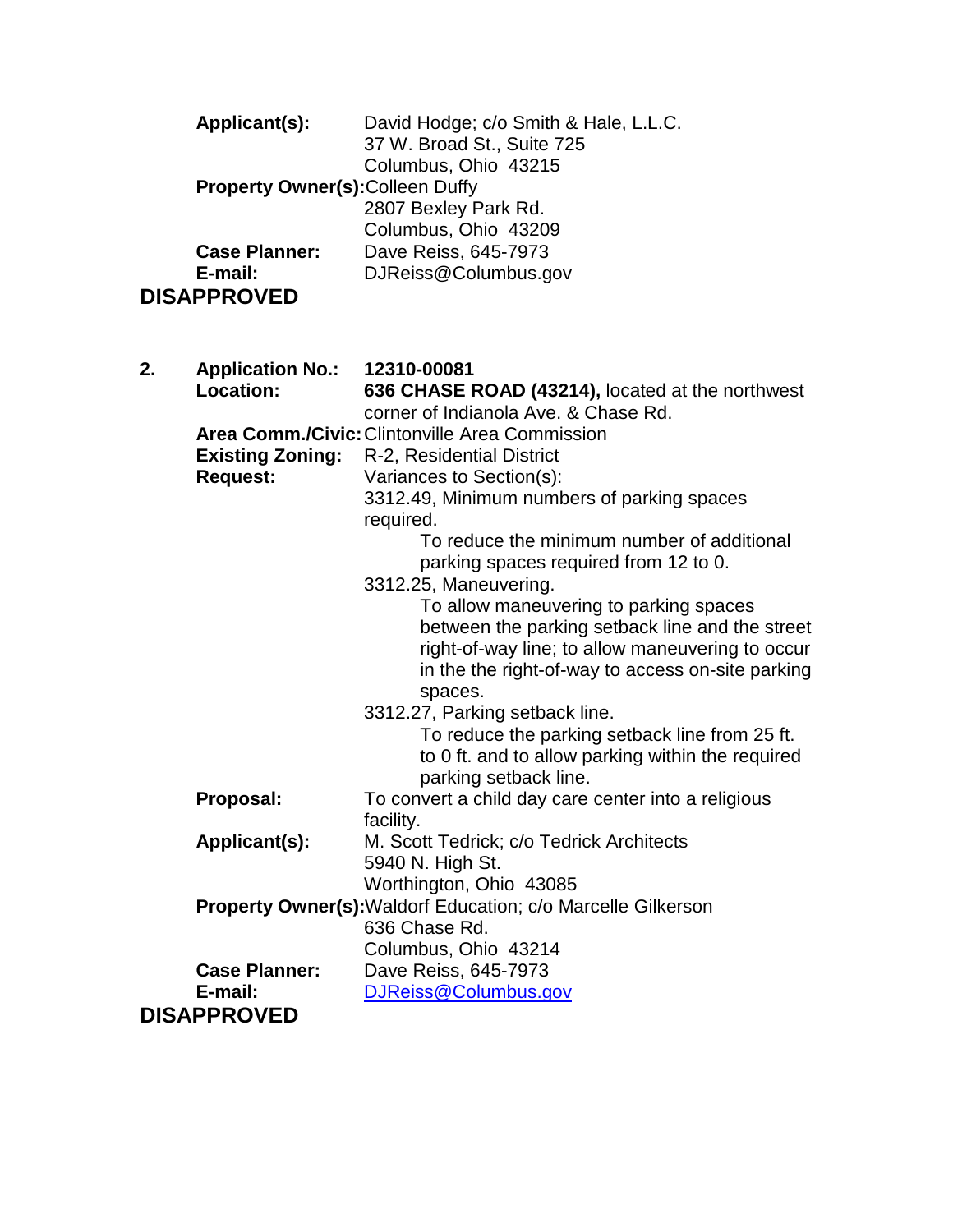**Applicant(s):** David Hodge; c/o Smith & Hale, L.L.C.
37 W. Broad St., Suite 725
Columbus, Ohio 43215

**Property Owner(s):** Colleen Duffy
2807 Bexley Park Rd.
Columbus, Ohio 43209

**Case Planner:** Dave Reiss, 645-7973

**E-mail:** DJReiss@Columbus.gov

**DISAPPROVED**

2. **Application No.:** **12310-00081**

**Location:** **636 CHASE ROAD (43214),** located at the northwest corner of Indianola Ave. & Chase Rd.

**Area Comm./Civic:** Clintonville Area Commission

**Existing Zoning:** R-2, Residential District

**Request:** Variances to Section(s):

3312.49, Minimum numbers of parking spaces required.

To reduce the minimum number of additional parking spaces required from 12 to 0.

3312.25, Maneuvering.

To allow maneuvering to parking spaces between the parking setback line and the street right-of-way line; to allow maneuvering to occur in the the right-of-way to access on-site parking spaces.

3312.27, Parking setback line.

To reduce the parking setback line from 25 ft. to 0 ft. and to allow parking within the required parking setback line.

**Proposal:** To convert a child day care center into a religious facility.

**Applicant(s):** M. Scott Tedrick; c/o Tedrick Architects
5940 N. High St.
Worthington, Ohio 43085

**Property Owner(s):** Waldorf Education; c/o Marcelle Gilkerson
636 Chase Rd.
Columbus, Ohio 43214

**Case Planner:** Dave Reiss, 645-7973

**E-mail:** DJReiss@Columbus.gov

**DISAPPROVED**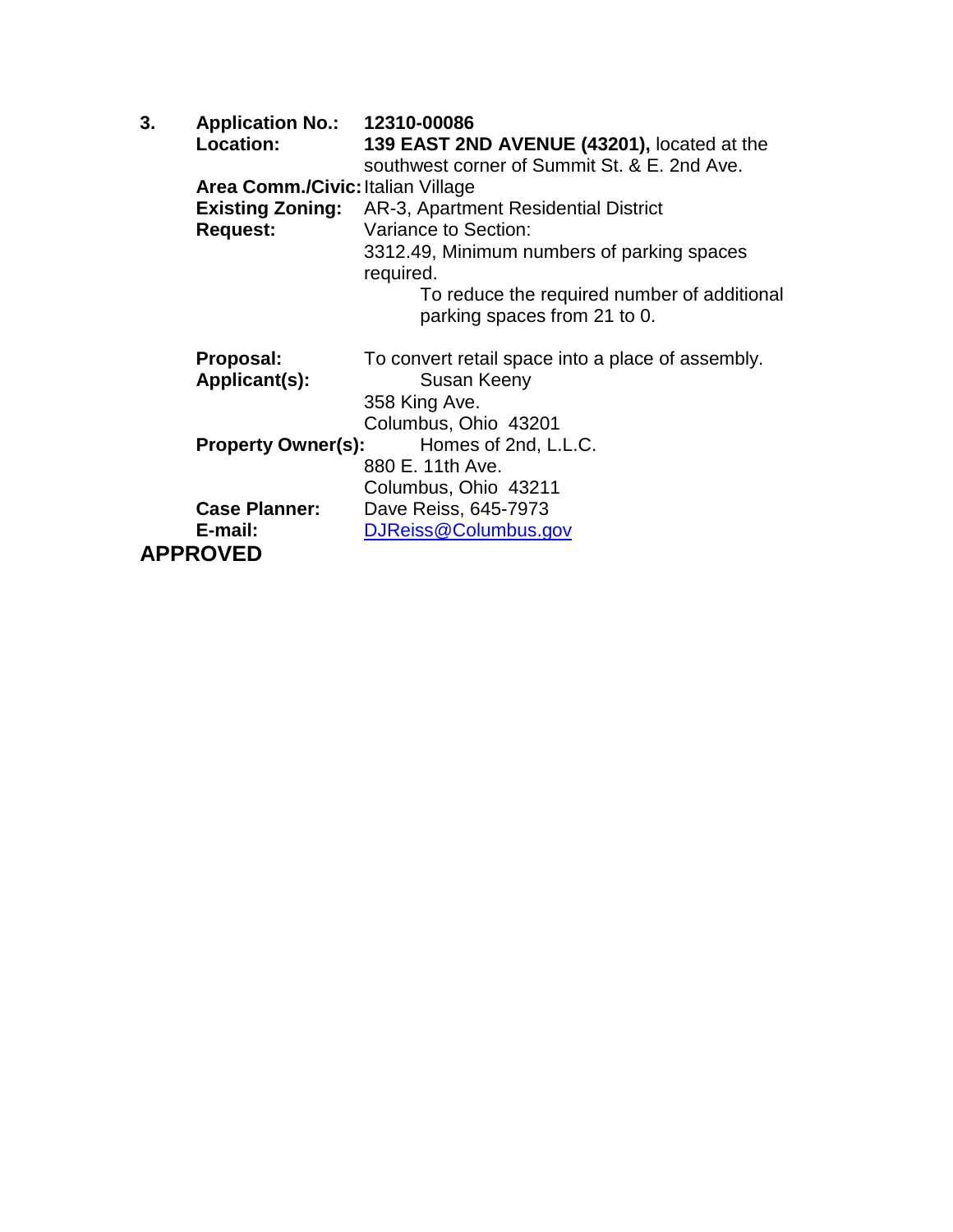3. **Application No.:** **12310-00086**

**Location:** **139 EAST 2ND AVENUE (43201),** located at the southwest corner of Summit St. & E. 2nd Ave.

**Area Comm./Civic:** Italian Village

**Existing Zoning:** AR-3, Apartment Residential District

**Request:** Variance to Section:
3312.49, Minimum numbers of parking spaces required.
To reduce the required number of additional parking spaces from 21 to 0.

**Proposal:** To convert retail space into a place of assembly.

**Applicant(s):** Susan Keeny
358 King Ave.
Columbus, Ohio 43201

**Property Owner(s):** Homes of 2nd, L.L.C.
880 E. 11th Ave.
Columbus, Ohio 43211

**Case Planner:** Dave Reiss, 645-7973

**E-mail:** DJReiss@Columbus.gov

**APPROVED**